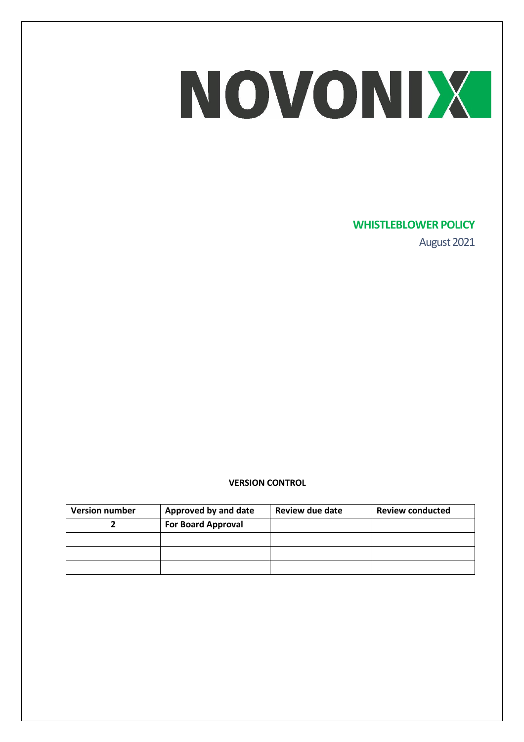# NOVONIX

## WHISTLEBLOWER POLICY

August 2021

**VERSION CONTROL**

| Version number | Approved by and date | Review due date | Review conducted |
|---|---|---|---|
| **2** | **For Board Approval** | | |
| | | | |
| | | | |
| | | | |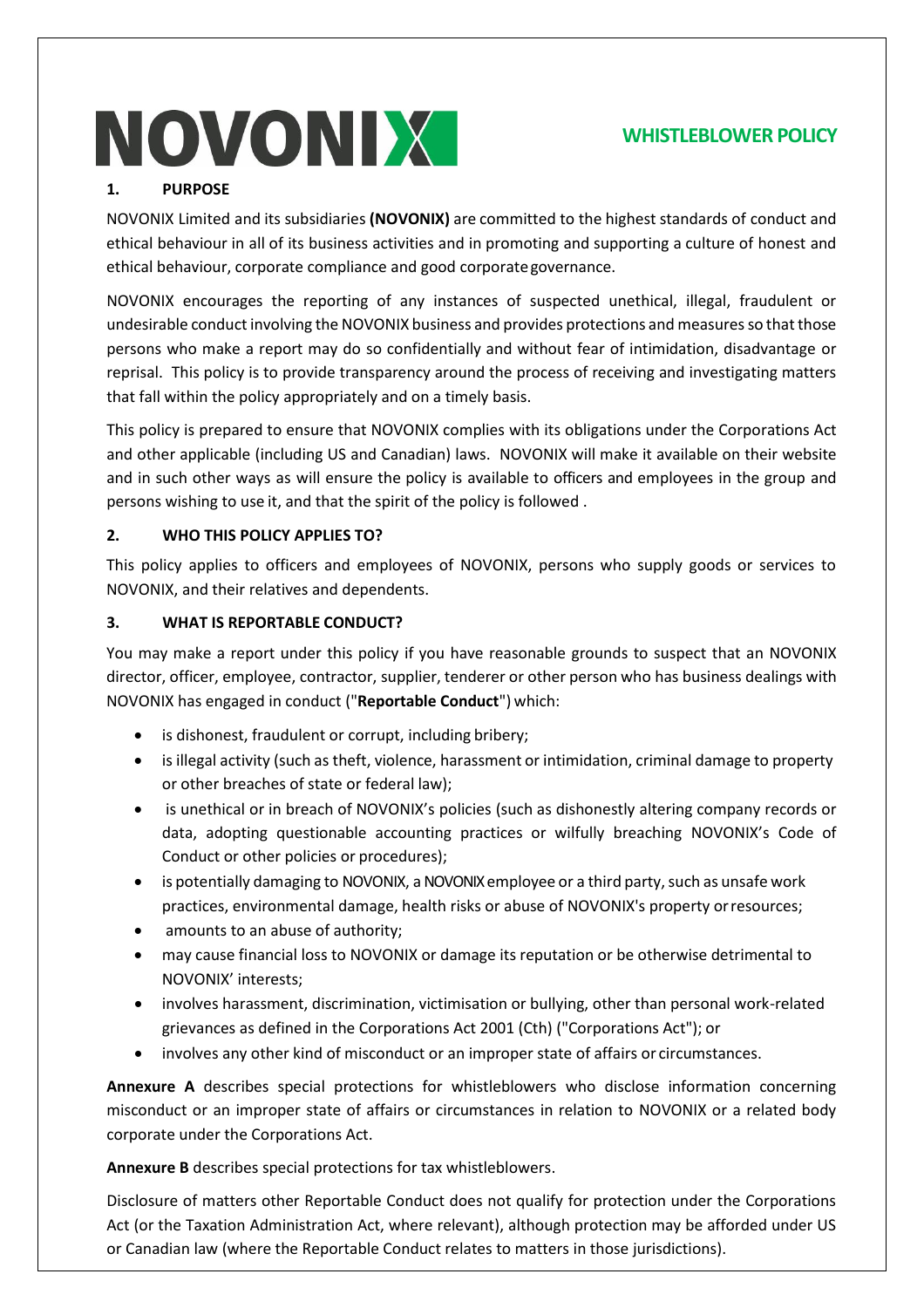NOVONIX

## WHISTLEBLOWER POLICY

### 1. PURPOSE

NOVONIX Limited and its subsidiaries **(NOVONIX)** are committed to the highest standards of conduct and ethical behaviour in all of its business activities and in promoting and supporting a culture of honest and ethical behaviour, corporate compliance and good corporate governance.

NOVONIX encourages the reporting of any instances of suspected unethical, illegal, fraudulent or undesirable conduct involving the NOVONIX business and provides protections and measures so that those persons who make a report may do so confidentially and without fear of intimidation, disadvantage or reprisal. This policy is to provide transparency around the process of receiving and investigating matters that fall within the policy appropriately and on a timely basis.

This policy is prepared to ensure that NOVONIX complies with its obligations under the Corporations Act and other applicable (including US and Canadian) laws. NOVONIX will make it available on their website and in such other ways as will ensure the policy is available to officers and employees in the group and persons wishing to use it, and that the spirit of the policy is followed .

### 2. WHO THIS POLICY APPLIES TO?

This policy applies to officers and employees of NOVONIX, persons who supply goods or services to NOVONIX, and their relatives and dependents.

### 3. WHAT IS REPORTABLE CONDUCT?

You may make a report under this policy if you have reasonable grounds to suspect that an NOVONIX director, officer, employee, contractor, supplier, tenderer or other person who has business dealings with NOVONIX has engaged in conduct ("**Reportable Conduct**") which:

- is dishonest, fraudulent or corrupt, including bribery;
- is illegal activity (such as theft, violence, harassment or intimidation, criminal damage to property or other breaches of state or federal law);
- is unethical or in breach of NOVONIX's policies (such as dishonestly altering company records or data, adopting questionable accounting practices or wilfully breaching NOVONIX's Code of Conduct or other policies or procedures);
- is potentially damaging to NOVONIX, a NOVONIX employee or a third party, such as unsafe work practices, environmental damage, health risks or abuse of NOVONIX's property or resources;
- amounts to an abuse of authority;
- may cause financial loss to NOVONIX or damage its reputation or be otherwise detrimental to NOVONIX' interests;
- involves harassment, discrimination, victimisation or bullying, other than personal work-related grievances as defined in the Corporations Act 2001 (Cth) ("Corporations Act"); or
- involves any other kind of misconduct or an improper state of affairs or circumstances.

**Annexure A** describes special protections for whistleblowers who disclose information concerning misconduct or an improper state of affairs or circumstances in relation to NOVONIX or a related body corporate under the Corporations Act.

**Annexure B** describes special protections for tax whistleblowers.

Disclosure of matters other Reportable Conduct does not qualify for protection under the Corporations Act (or the Taxation Administration Act, where relevant), although protection may be afforded under US or Canadian law (where the Reportable Conduct relates to matters in those jurisdictions).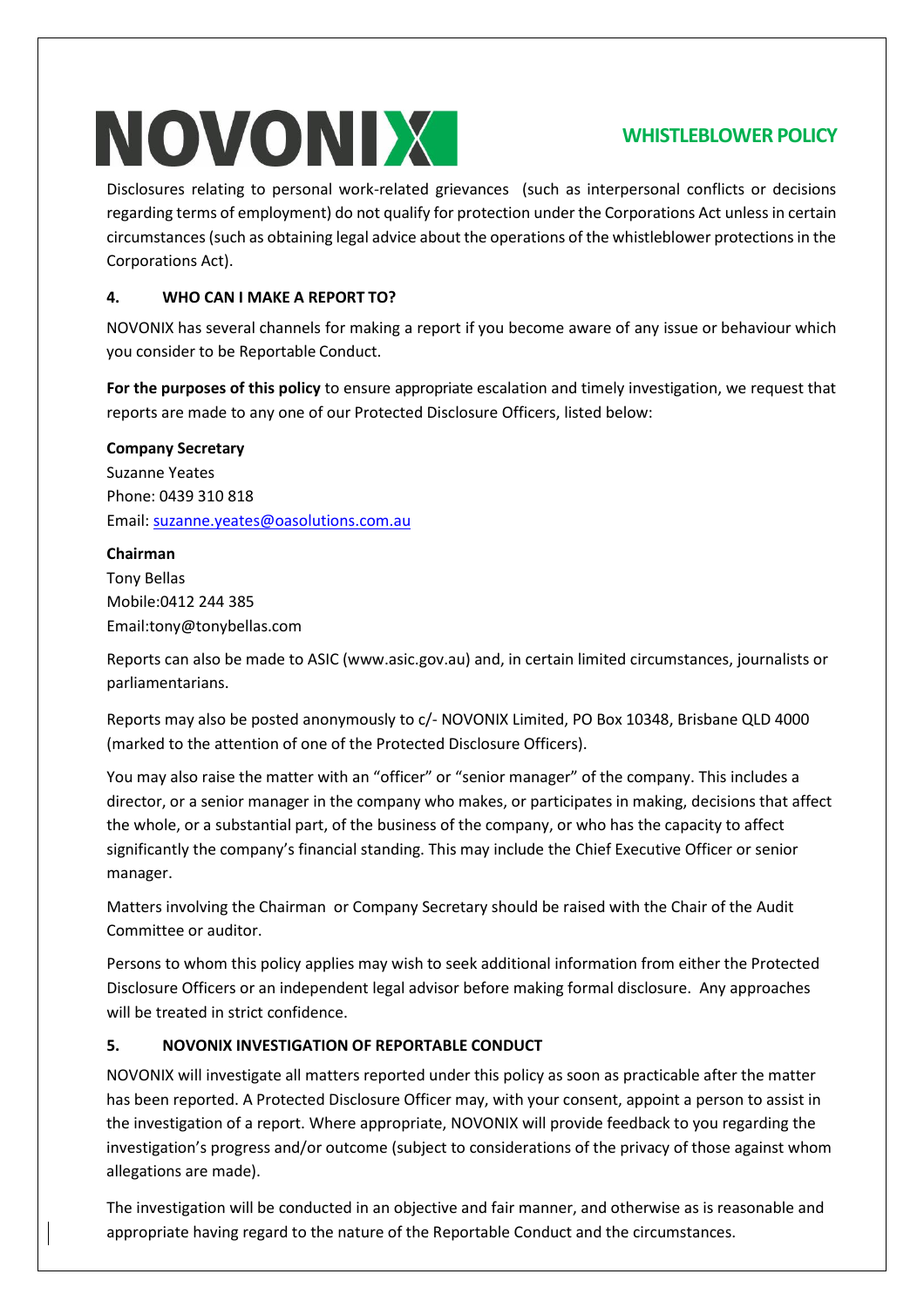Disclosures relating to personal work-related grievances (such as interpersonal conflicts or decisions regarding terms of employment) do not qualify for protection under the Corporations Act unless in certain circumstances (such as obtaining legal advice about the operations of the whistleblower protections in the Corporations Act).

## 4. WHO CAN I MAKE A REPORT TO?

NOVONIX has several channels for making a report if you become aware of any issue or behaviour which you consider to be Reportable Conduct.

**For the purposes of this policy** to ensure appropriate escalation and timely investigation, we request that reports are made to any one of our Protected Disclosure Officers, listed below:

**Company Secretary**
Suzanne Yeates
Phone: 0439 310 818
Email: suzanne.yeates@oasolutions.com.au

**Chairman**
Tony Bellas
Mobile:0412 244 385
Email:tony@tonybellas.com

Reports can also be made to ASIC (www.asic.gov.au) and, in certain limited circumstances, journalists or parliamentarians.

Reports may also be posted anonymously to c/- NOVONIX Limited, PO Box 10348, Brisbane QLD 4000 (marked to the attention of one of the Protected Disclosure Officers).

You may also raise the matter with an "officer" or "senior manager" of the company. This includes a director, or a senior manager in the company who makes, or participates in making, decisions that affect the whole, or a substantial part, of the business of the company, or who has the capacity to affect significantly the company's financial standing. This may include the Chief Executive Officer or senior manager.

Matters involving the Chairman or Company Secretary should be raised with the Chair of the Audit Committee or auditor.

Persons to whom this policy applies may wish to seek additional information from either the Protected Disclosure Officers or an independent legal advisor before making formal disclosure. Any approaches will be treated in strict confidence.

## 5. NOVONIX INVESTIGATION OF REPORTABLE CONDUCT

NOVONIX will investigate all matters reported under this policy as soon as practicable after the matter has been reported. A Protected Disclosure Officer may, with your consent, appoint a person to assist in the investigation of a report. Where appropriate, NOVONIX will provide feedback to you regarding the investigation's progress and/or outcome (subject to considerations of the privacy of those against whom allegations are made).

The investigation will be conducted in an objective and fair manner, and otherwise as is reasonable and appropriate having regard to the nature of the Reportable Conduct and the circumstances.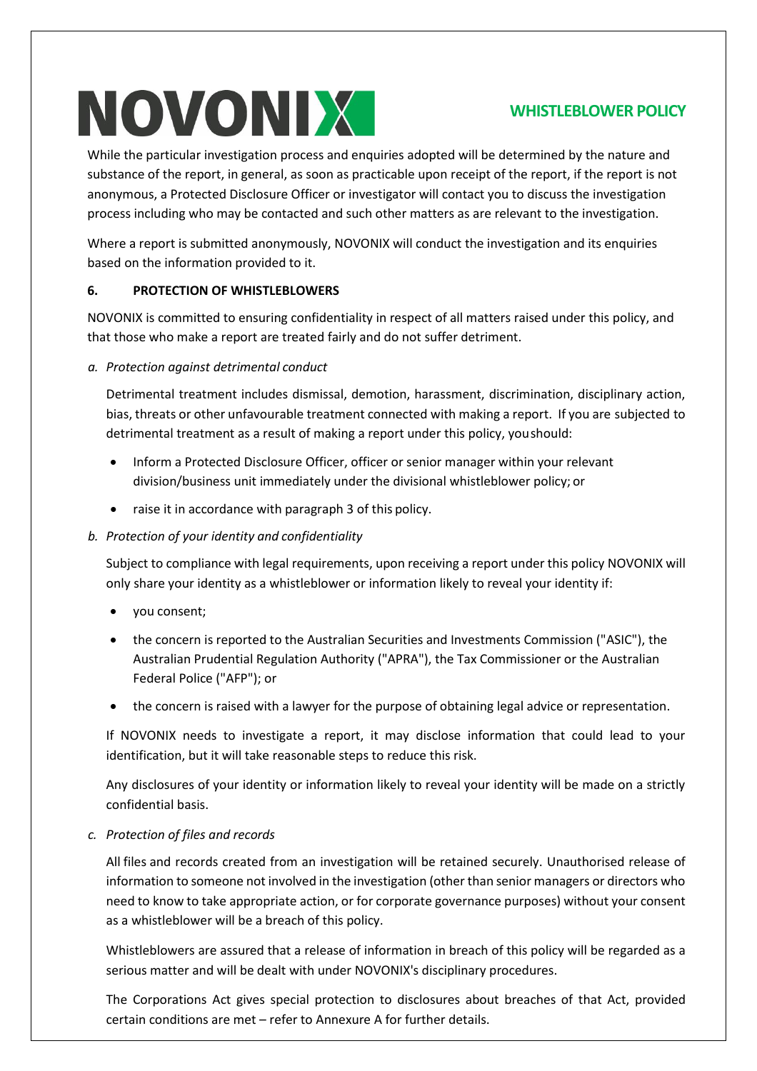While the particular investigation process and enquiries adopted will be determined by the nature and substance of the report, in general, as soon as practicable upon receipt of the report, if the report is not anonymous, a Protected Disclosure Officer or investigator will contact you to discuss the investigation process including who may be contacted and such other matters as are relevant to the investigation.

Where a report is submitted anonymously, NOVONIX will conduct the investigation and its enquiries based on the information provided to it.

## 6. PROTECTION OF WHISTLEBLOWERS

NOVONIX is committed to ensuring confidentiality in respect of all matters raised under this policy, and that those who make a report are treated fairly and do not suffer detriment.

*a. Protection against detrimental conduct*

Detrimental treatment includes dismissal, demotion, harassment, discrimination, disciplinary action, bias, threats or other unfavourable treatment connected with making a report. If you are subjected to detrimental treatment as a result of making a report under this policy, you should:

- Inform a Protected Disclosure Officer, officer or senior manager within your relevant division/business unit immediately under the divisional whistleblower policy; or
- raise it in accordance with paragraph 3 of this policy.

*b. Protection of your identity and confidentiality*

Subject to compliance with legal requirements, upon receiving a report under this policy NOVONIX will only share your identity as a whistleblower or information likely to reveal your identity if:

- you consent;
- the concern is reported to the Australian Securities and Investments Commission ("ASIC"), the Australian Prudential Regulation Authority ("APRA"), the Tax Commissioner or the Australian Federal Police ("AFP"); or
- the concern is raised with a lawyer for the purpose of obtaining legal advice or representation.

If NOVONIX needs to investigate a report, it may disclose information that could lead to your identification, but it will take reasonable steps to reduce this risk.

Any disclosures of your identity or information likely to reveal your identity will be made on a strictly confidential basis.

*c. Protection of files and records*

All files and records created from an investigation will be retained securely. Unauthorised release of information to someone not involved in the investigation (other than senior managers or directors who need to know to take appropriate action, or for corporate governance purposes) without your consent as a whistleblower will be a breach of this policy.

Whistleblowers are assured that a release of information in breach of this policy will be regarded as a serious matter and will be dealt with under NOVONIX's disciplinary procedures.

The Corporations Act gives special protection to disclosures about breaches of that Act, provided certain conditions are met – refer to Annexure A for further details.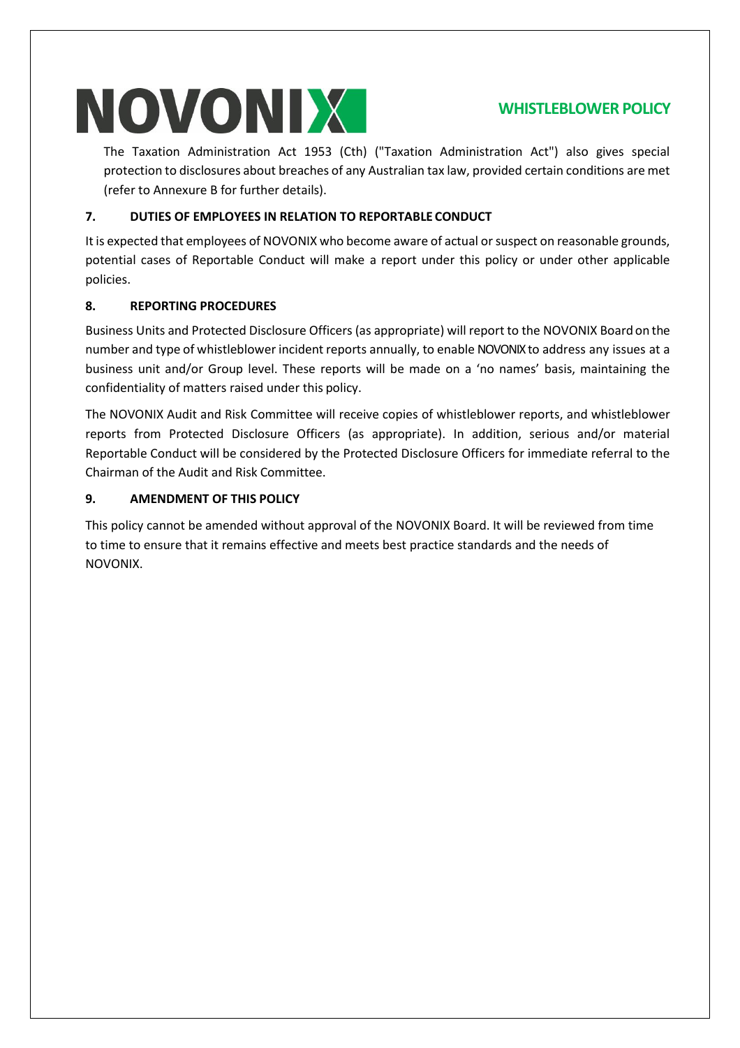The Taxation Administration Act 1953 (Cth) ("Taxation Administration Act") also gives special protection to disclosures about breaches of any Australian tax law, provided certain conditions are met (refer to Annexure B for further details).

## 7. DUTIES OF EMPLOYEES IN RELATION TO REPORTABLE CONDUCT

It is expected that employees of NOVONIX who become aware of actual or suspect on reasonable grounds, potential cases of Reportable Conduct will make a report under this policy or under other applicable policies.

## 8. REPORTING PROCEDURES

Business Units and Protected Disclosure Officers (as appropriate) will report to the NOVONIX Board on the number and type of whistleblower incident reports annually, to enable NOVONIX to address any issues at a business unit and/or Group level. These reports will be made on a 'no names' basis, maintaining the confidentiality of matters raised under this policy.

The NOVONIX Audit and Risk Committee will receive copies of whistleblower reports, and whistleblower reports from Protected Disclosure Officers (as appropriate). In addition, serious and/or material Reportable Conduct will be considered by the Protected Disclosure Officers for immediate referral to the Chairman of the Audit and Risk Committee.

## 9. AMENDMENT OF THIS POLICY

This policy cannot be amended without approval of the NOVONIX Board. It will be reviewed from time to time to ensure that it remains effective and meets best practice standards and the needs of NOVONIX.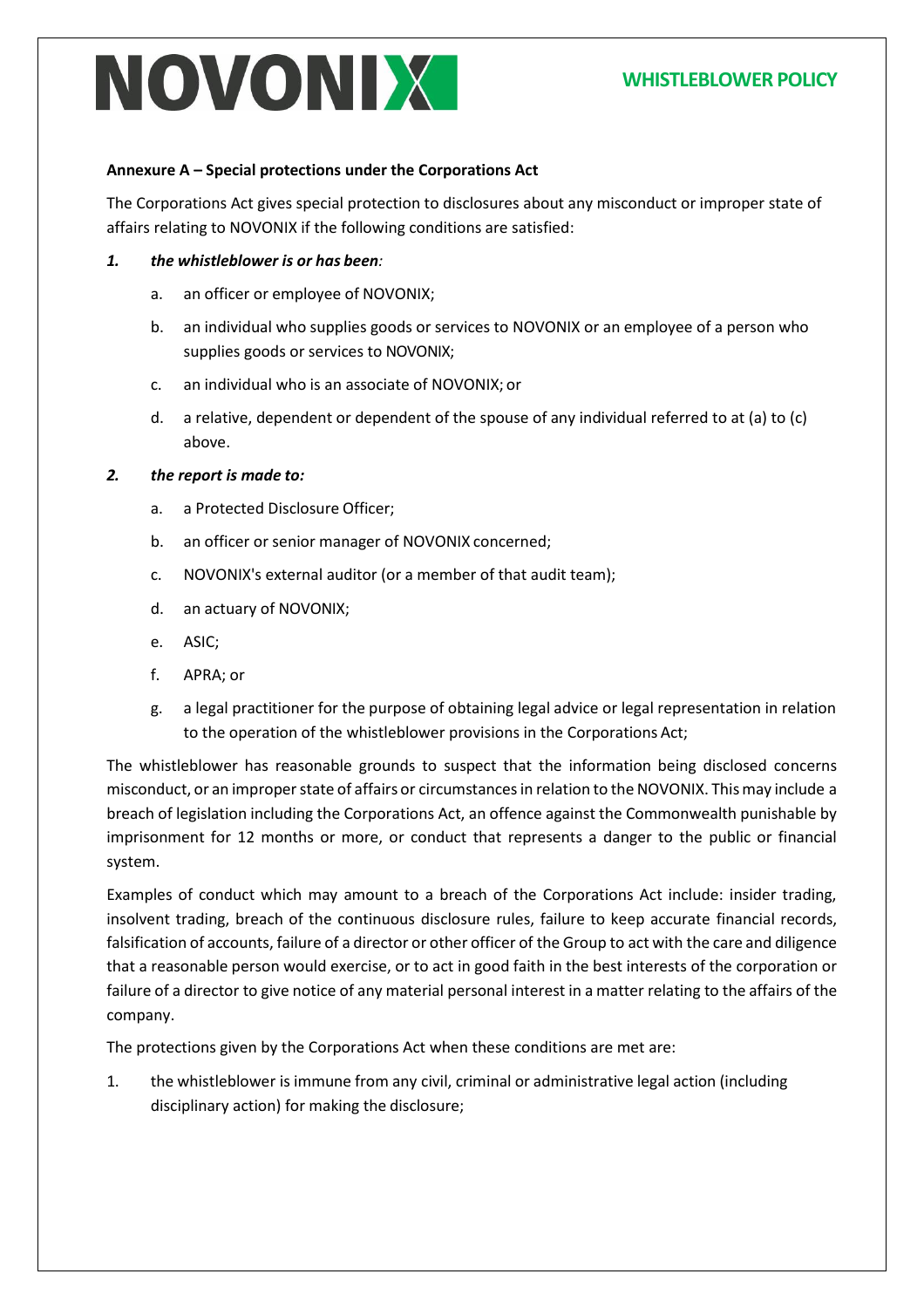**Annexure A – Special protections under the Corporations Act**

The Corporations Act gives special protection to disclosures about any misconduct or improper state of affairs relating to NOVONIX if the following conditions are satisfied:

1. ***the whistleblower is or has been:***
   a. an officer or employee of NOVONIX;
   b. an individual who supplies goods or services to NOVONIX or an employee of a person who supplies goods or services to NOVONIX;
   c. an individual who is an associate of NOVONIX; or
   d. a relative, dependent or dependent of the spouse of any individual referred to at (a) to (c) above.

2. ***the report is made to:***
   a. a Protected Disclosure Officer;
   b. an officer or senior manager of NOVONIX concerned;
   c. NOVONIX's external auditor (or a member of that audit team);
   d. an actuary of NOVONIX;
   e. ASIC;
   f. APRA; or
   g. a legal practitioner for the purpose of obtaining legal advice or legal representation in relation to the operation of the whistleblower provisions in the Corporations Act;

The whistleblower has reasonable grounds to suspect that the information being disclosed concerns misconduct, or an improper state of affairs or circumstances in relation to the NOVONIX. This may include a breach of legislation including the Corporations Act, an offence against the Commonwealth punishable by imprisonment for 12 months or more, or conduct that represents a danger to the public or financial system.

Examples of conduct which may amount to a breach of the Corporations Act include: insider trading, insolvent trading, breach of the continuous disclosure rules, failure to keep accurate financial records, falsification of accounts, failure of a director or other officer of the Group to act with the care and diligence that a reasonable person would exercise, or to act in good faith in the best interests of the corporation or failure of a director to give notice of any material personal interest in a matter relating to the affairs of the company.

The protections given by the Corporations Act when these conditions are met are:

1. the whistleblower is immune from any civil, criminal or administrative legal action (including disciplinary action) for making the disclosure;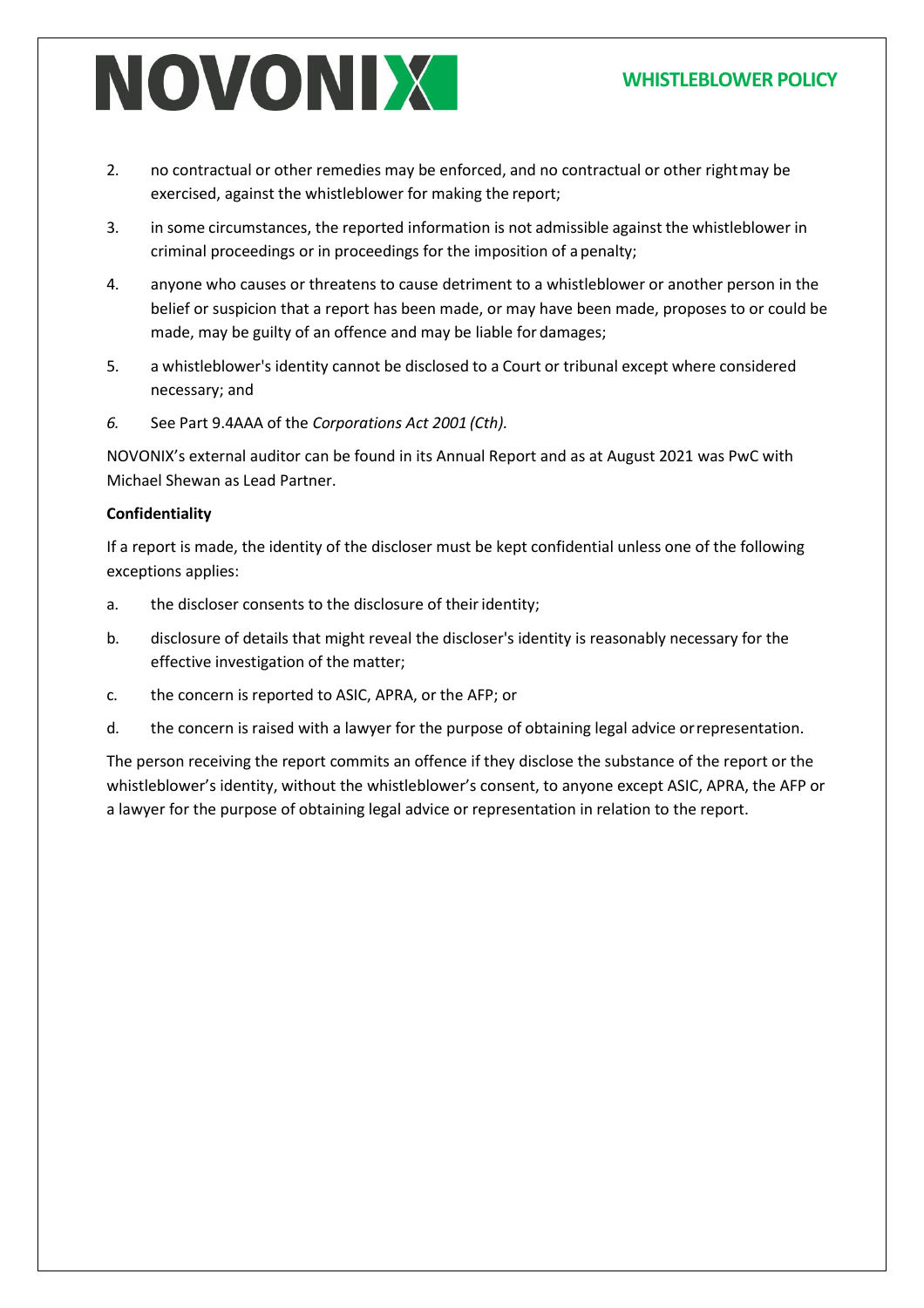2. no contractual or other remedies may be enforced, and no contractual or other right may be exercised, against the whistleblower for making the report;
3. in some circumstances, the reported information is not admissible against the whistleblower in criminal proceedings or in proceedings for the imposition of a penalty;
4. anyone who causes or threatens to cause detriment to a whistleblower or another person in the belief or suspicion that a report has been made, or may have been made, proposes to or could be made, may be guilty of an offence and may be liable for damages;
5. a whistleblower's identity cannot be disclosed to a Court or tribunal except where considered necessary; and
6. See Part 9.4AAA of the *Corporations Act 2001 (Cth).*

NOVONIX's external auditor can be found in its Annual Report and as at August 2021 was PwC with Michael Shewan as Lead Partner.

**Confidentiality**

If a report is made, the identity of the discloser must be kept confidential unless one of the following exceptions applies:

a. the discloser consents to the disclosure of their identity;

b. disclosure of details that might reveal the discloser's identity is reasonably necessary for the effective investigation of the matter;

c. the concern is reported to ASIC, APRA, or the AFP; or

d. the concern is raised with a lawyer for the purpose of obtaining legal advice or representation.

The person receiving the report commits an offence if they disclose the substance of the report or the whistleblower's identity, without the whistleblower's consent, to anyone except ASIC, APRA, the AFP or a lawyer for the purpose of obtaining legal advice or representation in relation to the report.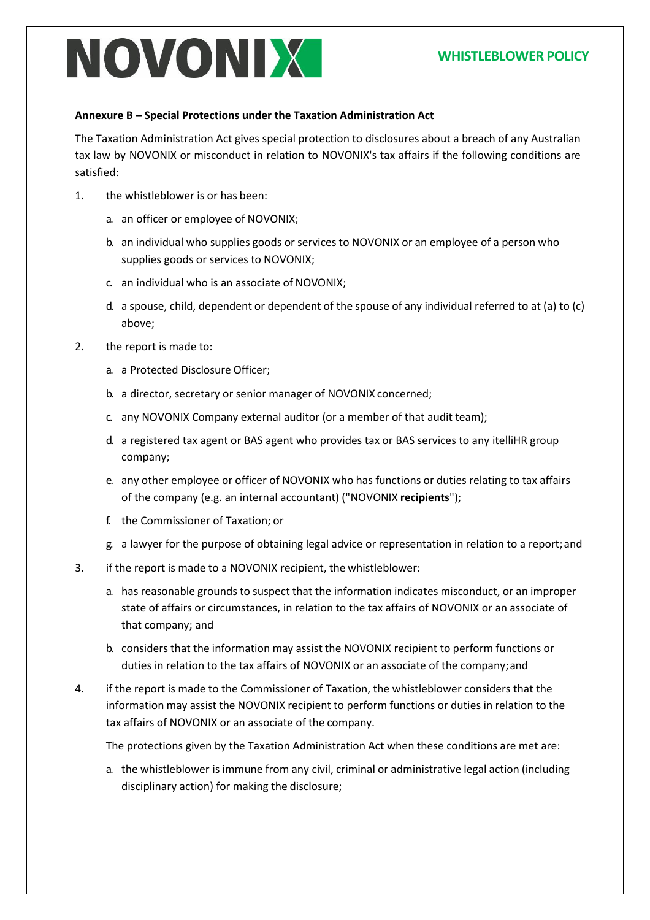**Annexure B – Special Protections under the Taxation Administration Act**

The Taxation Administration Act gives special protection to disclosures about a breach of any Australian tax law by NOVONIX or misconduct in relation to NOVONIX's tax affairs if the following conditions are satisfied:

1. the whistleblower is or has been:
   a. an officer or employee of NOVONIX;
   b. an individual who supplies goods or services to NOVONIX or an employee of a person who supplies goods or services to NOVONIX;
   c. an individual who is an associate of NOVONIX;
   d. a spouse, child, dependent or dependent of the spouse of any individual referred to at (a) to (c) above;
2. the report is made to:
   a. a Protected Disclosure Officer;
   b. a director, secretary or senior manager of NOVONIX concerned;
   c. any NOVONIX Company external auditor (or a member of that audit team);
   d. a registered tax agent or BAS agent who provides tax or BAS services to any itelliHR group company;
   e. any other employee or officer of NOVONIX who has functions or duties relating to tax affairs of the company (e.g. an internal accountant) ("NOVONIX **recipients**");
   f. the Commissioner of Taxation; or
   g. a lawyer for the purpose of obtaining legal advice or representation in relation to a report; and
3. if the report is made to a NOVONIX recipient, the whistleblower:
   a. has reasonable grounds to suspect that the information indicates misconduct, or an improper state of affairs or circumstances, in relation to the tax affairs of NOVONIX or an associate of that company; and
   b. considers that the information may assist the NOVONIX recipient to perform functions or duties in relation to the tax affairs of NOVONIX or an associate of the company; and
4. if the report is made to the Commissioner of Taxation, the whistleblower considers that the information may assist the NOVONIX recipient to perform functions or duties in relation to the tax affairs of NOVONIX or an associate of the company.

   The protections given by the Taxation Administration Act when these conditions are met are:

   a. the whistleblower is immune from any civil, criminal or administrative legal action (including disciplinary action) for making the disclosure;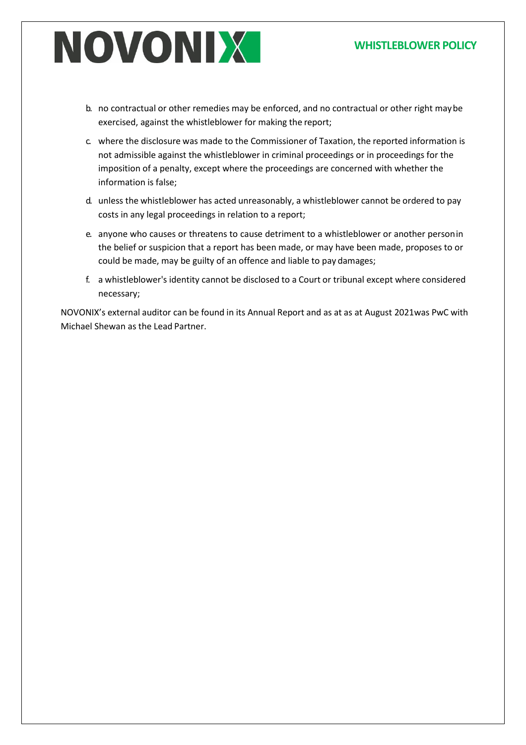b. no contractual or other remedies may be enforced, and no contractual or other right may be exercised, against the whistleblower for making the report;

c. where the disclosure was made to the Commissioner of Taxation, the reported information is not admissible against the whistleblower in criminal proceedings or in proceedings for the imposition of a penalty, except where the proceedings are concerned with whether the information is false;

d. unless the whistleblower has acted unreasonably, a whistleblower cannot be ordered to pay costs in any legal proceedings in relation to a report;

e. anyone who causes or threatens to cause detriment to a whistleblower or another person in the belief or suspicion that a report has been made, or may have been made, proposes to or could be made, may be guilty of an offence and liable to pay damages;

f. a whistleblower's identity cannot be disclosed to a Court or tribunal except where considered necessary;

NOVONIX's external auditor can be found in its Annual Report and as at as at August 2021was PwC with Michael Shewan as the Lead Partner.